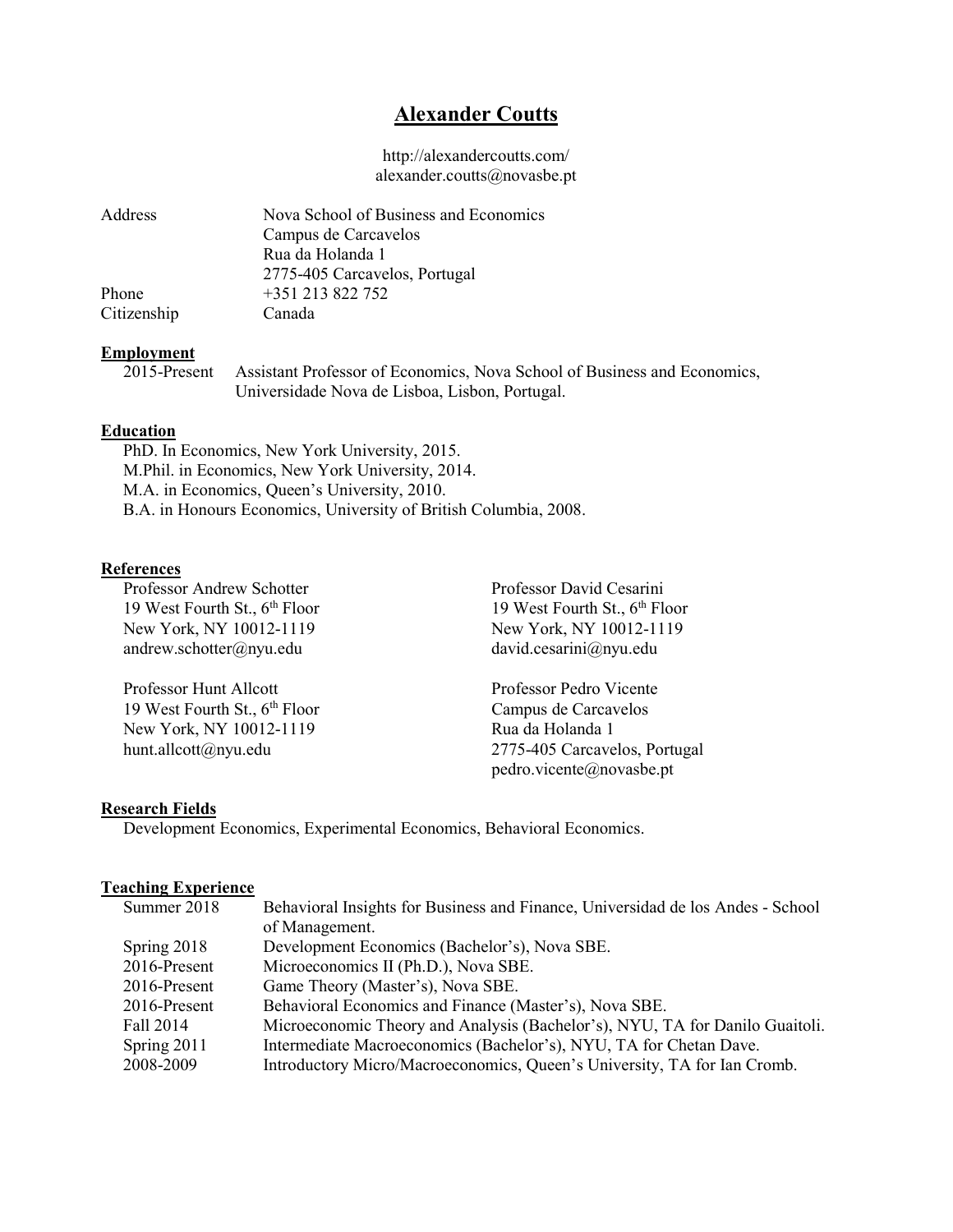# Alexander Coutts

http://alexandercoutts.com/
alexander.coutts@novasbe.pt

| | |
|---|---|
| Address | Nova School of Business and Economics<br>Campus de Carcavelos<br>Rua da Holanda 1<br>2775-405 Carcavelos, Portugal |
| Phone | +351 213 822 752 |
| Citizenship | Canada |

## Employment

2015-Present Assistant Professor of Economics, Nova School of Business and Economics, Universidade Nova de Lisboa, Lisbon, Portugal.

## Education

PhD. In Economics, New York University, 2015.
M.Phil. in Economics, New York University, 2014.
M.A. in Economics, Queen's University, 2010.
B.A. in Honours Economics, University of British Columbia, 2008.

## References

Professor Andrew Schotter
19 West Fourth St., 6th Floor
New York, NY 10012-1119
andrew.schotter@nyu.edu

Professor David Cesarini
19 West Fourth St., 6th Floor
New York, NY 10012-1119
david.cesarini@nyu.edu

Professor Hunt Allcott
19 West Fourth St., 6th Floor
New York, NY 10012-1119
hunt.allcott@nyu.edu

Professor Pedro Vicente
Campus de Carcavelos
Rua da Holanda 1
2775-405 Carcavelos, Portugal
pedro.vicente@novasbe.pt

## Research Fields

Development Economics, Experimental Economics, Behavioral Economics.

## Teaching Experience

| | |
|---|---|
| Summer 2018 | Behavioral Insights for Business and Finance, Universidad de los Andes - School of Management. |
| Spring 2018 | Development Economics (Bachelor's), Nova SBE. |
| 2016-Present | Microeconomics II (Ph.D.), Nova SBE. |
| 2016-Present | Game Theory (Master's), Nova SBE. |
| 2016-Present | Behavioral Economics and Finance (Master's), Nova SBE. |
| Fall 2014 | Microeconomic Theory and Analysis (Bachelor's), NYU, TA for Danilo Guaitoli. |
| Spring 2011 | Intermediate Macroeconomics (Bachelor's), NYU, TA for Chetan Dave. |
| 2008-2009 | Introductory Micro/Macroeconomics, Queen's University, TA for Ian Cromb. |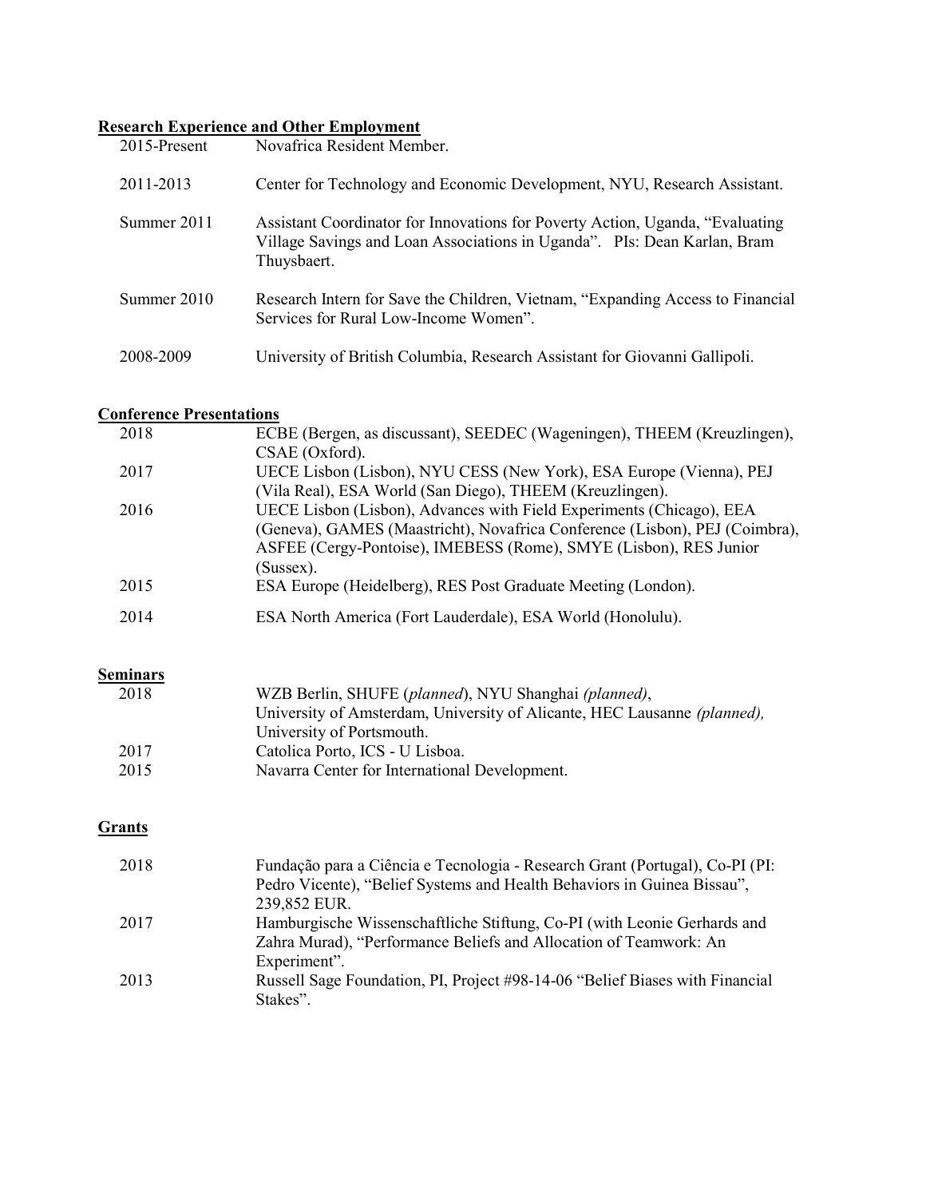## Research Experience and Other Employment

| | |
|---|---|
| 2015-Present | Novafrica Resident Member. |
| 2011-2013 | Center for Technology and Economic Development, NYU, Research Assistant. |
| Summer 2011 | Assistant Coordinator for Innovations for Poverty Action, Uganda, "Evaluating Village Savings and Loan Associations in Uganda". PIs: Dean Karlan, Bram Thuysbaert. |
| Summer 2010 | Research Intern for Save the Children, Vietnam, "Expanding Access to Financial Services for Rural Low-Income Women". |
| 2008-2009 | University of British Columbia, Research Assistant for Giovanni Gallipoli. |

## Conference Presentations

| | |
|---|---|
| 2018 | ECBE (Bergen, as discussant), SEEDEC (Wageningen), THEEM (Kreuzlingen), CSAE (Oxford). |
| 2017 | UECE Lisbon (Lisbon), NYU CESS (New York), ESA Europe (Vienna), PEJ (Vila Real), ESA World (San Diego), THEEM (Kreuzlingen). |
| 2016 | UECE Lisbon (Lisbon), Advances with Field Experiments (Chicago), EEA (Geneva), GAMES (Maastricht), Novafrica Conference (Lisbon), PEJ (Coimbra), ASFEE (Cergy-Pontoise), IMEBESS (Rome), SMYE (Lisbon), RES Junior (Sussex). |
| 2015 | ESA Europe (Heidelberg), RES Post Graduate Meeting (London). |
| 2014 | ESA North America (Fort Lauderdale), ESA World (Honolulu). |

## Seminars

| | |
|---|---|
| 2018 | WZB Berlin, SHUFE (*planned*), NYU Shanghai *(planned)*, University of Amsterdam, University of Alicante, HEC Lausanne *(planned),* University of Portsmouth. |
| 2017 | Catolica Porto, ICS - U Lisboa. |
| 2015 | Navarra Center for International Development. |

## Grants

| | |
|---|---|
| 2018 | Fundação para a Ciência e Tecnologia - Research Grant (Portugal), Co-PI (PI: Pedro Vicente), "Belief Systems and Health Behaviors in Guinea Bissau", 239,852 EUR. |
| 2017 | Hamburgische Wissenschaftliche Stiftung, Co-PI (with Leonie Gerhards and Zahra Murad), "Performance Beliefs and Allocation of Teamwork: An Experiment". |
| 2013 | Russell Sage Foundation, PI, Project #98-14-06 "Belief Biases with Financial Stakes". |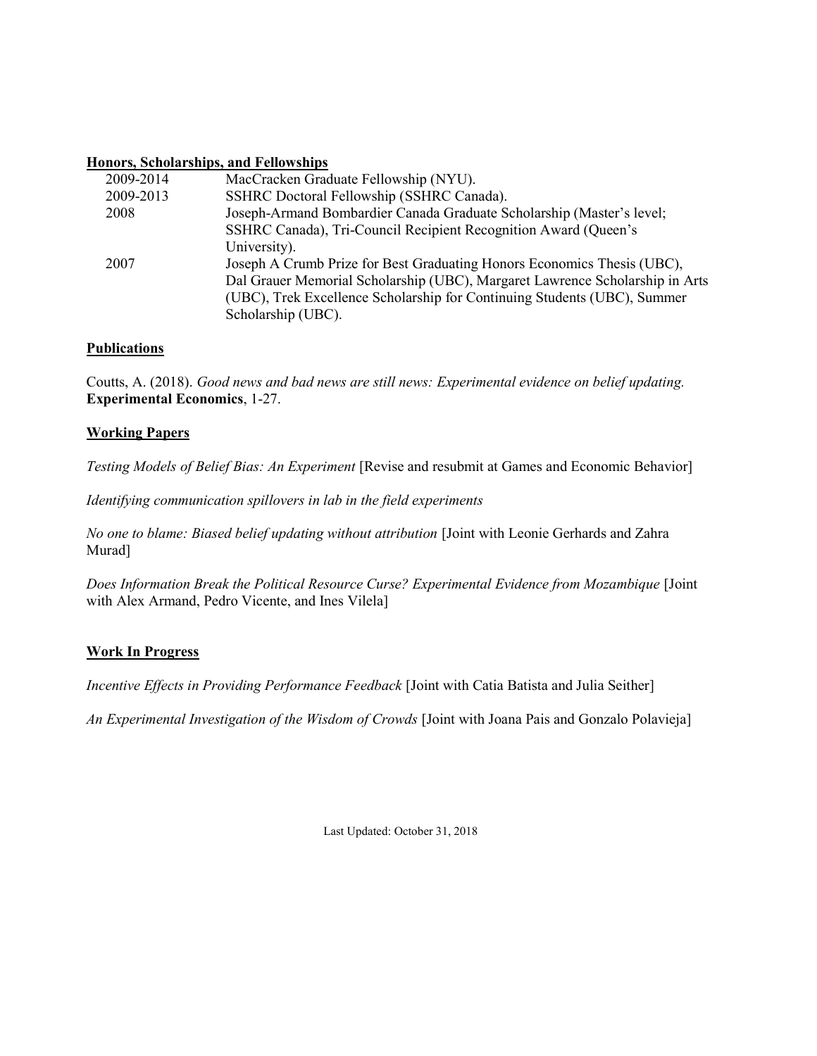## Honors, Scholarships, and Fellowships

| | |
|---|---|
| 2009-2014 | MacCracken Graduate Fellowship (NYU). |
| 2009-2013 | SSHRC Doctoral Fellowship (SSHRC Canada). |
| 2008 | Joseph-Armand Bombardier Canada Graduate Scholarship (Master's level; SSHRC Canada), Tri-Council Recipient Recognition Award (Queen's University). |
| 2007 | Joseph A Crumb Prize for Best Graduating Honors Economics Thesis (UBC), Dal Grauer Memorial Scholarship (UBC), Margaret Lawrence Scholarship in Arts (UBC), Trek Excellence Scholarship for Continuing Students (UBC), Summer Scholarship (UBC). |

## Publications

Coutts, A. (2018). *Good news and bad news are still news: Experimental evidence on belief updating.* **Experimental Economics**, 1-27.

## Working Papers

*Testing Models of Belief Bias: An Experiment* [Revise and resubmit at Games and Economic Behavior]

*Identifying communication spillovers in lab in the field experiments*

*No one to blame: Biased belief updating without attribution* [Joint with Leonie Gerhards and Zahra Murad]

*Does Information Break the Political Resource Curse? Experimental Evidence from Mozambique* [Joint with Alex Armand, Pedro Vicente, and Ines Vilela]

## Work In Progress

*Incentive Effects in Providing Performance Feedback* [Joint with Catia Batista and Julia Seither]

*An Experimental Investigation of the Wisdom of Crowds* [Joint with Joana Pais and Gonzalo Polavieja]

Last Updated: October 31, 2018